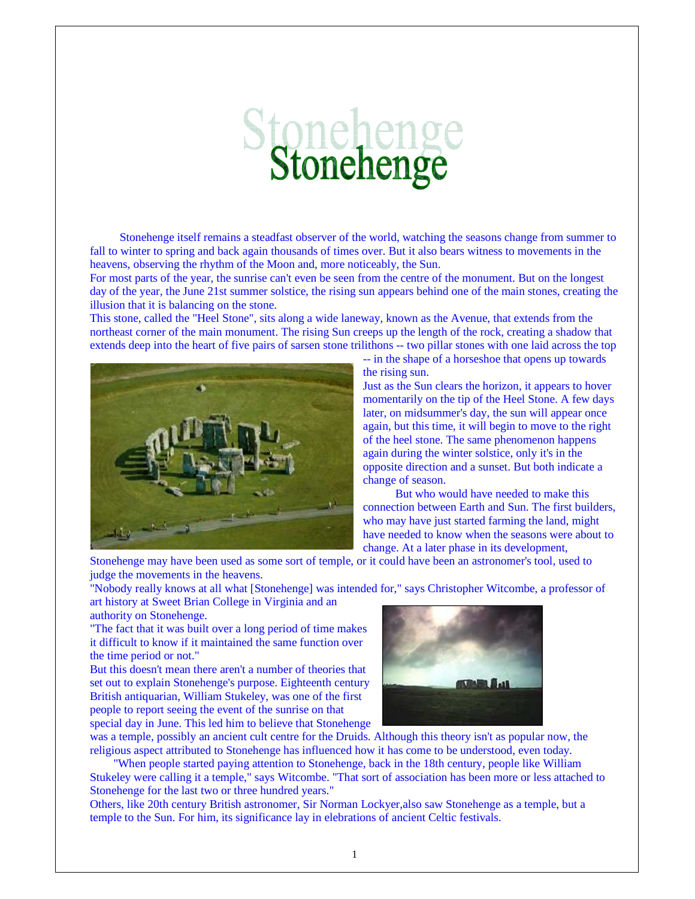# Stonehenge

Stonehenge itself remains a steadfast observer of the world, watching the seasons change from summer to fall to winter to spring and back again thousands of times over. But it also bears witness to movements in the heavens, observing the rhythm of the Moon and, more noticeably, the Sun.

For most parts of the year, the sunrise can't even be seen from the centre of the monument. But on the longest day of the year, the June 21st summer solstice, the rising sun appears behind one of the main stones, creating the illusion that it is balancing on the stone.

This stone, called the "Heel Stone", sits along a wide laneway, known as the Avenue, that extends from the northeast corner of the main monument. The rising Sun creeps up the length of the rock, creating a shadow that extends deep into the heart of five pairs of sarsen stone trilithons -- two pillar stones with one laid across the top -- in the shape of a horseshoe that opens up towards the rising sun.

Just as the Sun clears the horizon, it appears to hover momentarily on the tip of the Heel Stone. A few days later, on midsummer's day, the sun will appear once again, but this time, it will begin to move to the right of the heel stone. The same phenomenon happens again during the winter solstice, only it's in the opposite direction and a sunset. But both indicate a change of season.

But who would have needed to make this connection between Earth and Sun. The first builders, who may have just started farming the land, might have needed to know when the seasons were about to change. At a later phase in its development, Stonehenge may have been used as some sort of temple, or it could have been an astronomer's tool, used to judge the movements in the heavens.

"Nobody really knows at all what [Stonehenge] was intended for," says Christopher Witcombe, a professor of art history at Sweet Brian College in Virginia and an authority on Stonehenge.

"The fact that it was built over a long period of time makes it difficult to know if it maintained the same function over the time period or not."

But this doesn't mean there aren't a number of theories that set out to explain Stonehenge's purpose. Eighteenth century British antiquarian, William Stukeley, was one of the first people to report seeing the event of the sunrise on that special day in June. This led him to believe that Stonehenge was a temple, possibly an ancient cult centre for the Druids. Although this theory isn't as popular now, the religious aspect attributed to Stonehenge has influenced how it has come to be understood, even today.

"When people started paying attention to Stonehenge, back in the 18th century, people like William Stukeley were calling it a temple," says Witcombe. "That sort of association has been more or less attached to Stonehenge for the last two or three hundred years."

Others, like 20th century British astronomer, Sir Norman Lockyer,also saw Stonehenge as a temple, but a temple to the Sun. For him, its significance lay in elebrations of ancient Celtic festivals.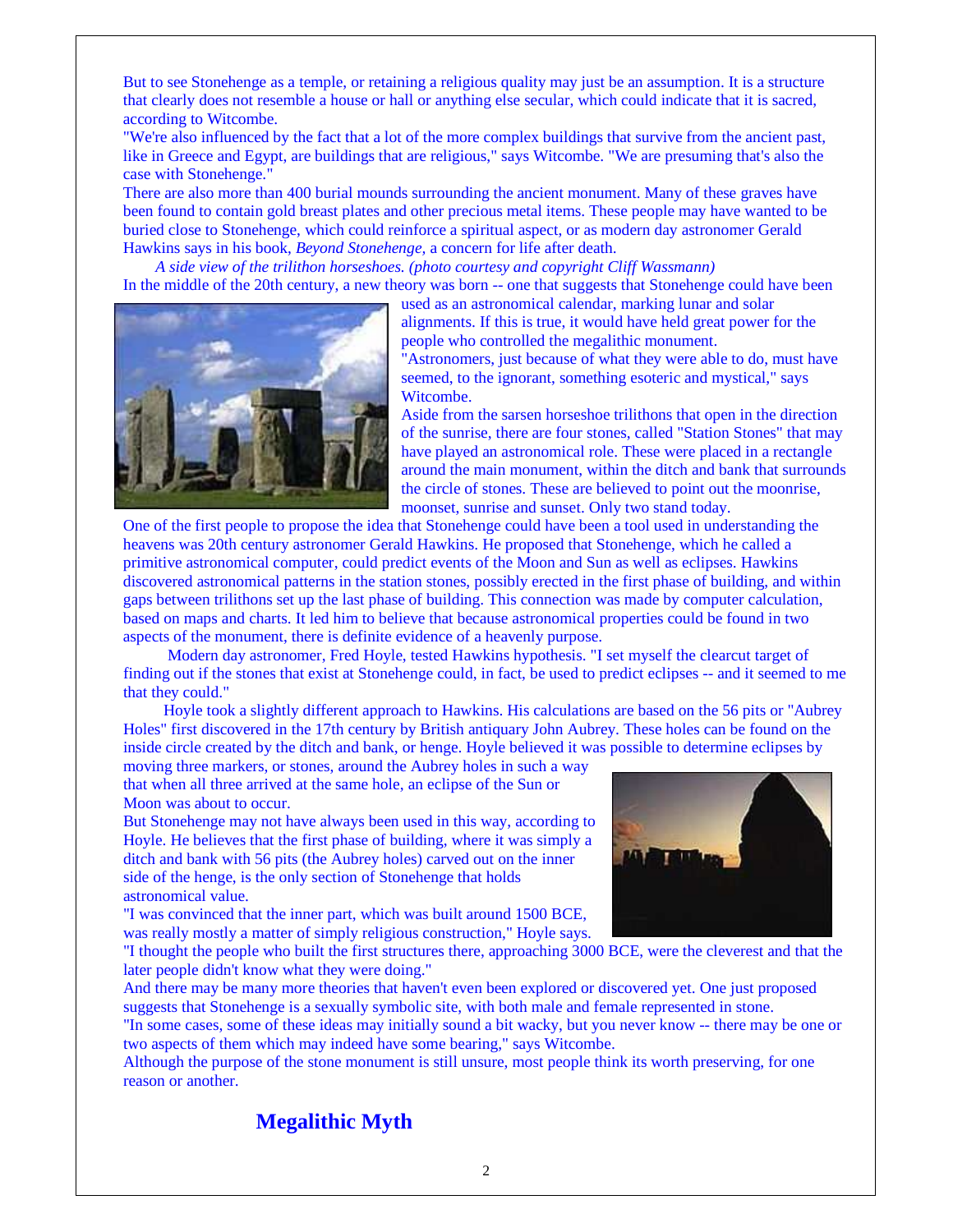But to see Stonehenge as a temple, or retaining a religious quality may just be an assumption. It is a structure that clearly does not resemble a house or hall or anything else secular, which could indicate that it is sacred, according to Witcombe.

"We're also influenced by the fact that a lot of the more complex buildings that survive from the ancient past, like in Greece and Egypt, are buildings that are religious," says Witcombe. "We are presuming that's also the case with Stonehenge."

There are also more than 400 burial mounds surrounding the ancient monument. Many of these graves have been found to contain gold breast plates and other precious metal items. These people may have wanted to be buried close to Stonehenge, which could reinforce a spiritual aspect, or as modern day astronomer Gerald Hawkins says in his book, *Beyond Stonehenge*, a concern for life after death.

*A side view of the trilithon horseshoes. (photo courtesy and copyright Cliff Wassmann)*

In the middle of the 20th century, a new theory was born -- one that suggests that Stonehenge could have been used as an astronomical calendar, marking lunar and solar alignments. If this is true, it would have held great power for the people who controlled the megalithic monument.

"Astronomers, just because of what they were able to do, must have seemed, to the ignorant, something esoteric and mystical," says Witcombe.

Aside from the sarsen horseshoe trilithons that open in the direction of the sunrise, there are four stones, called "Station Stones" that may have played an astronomical role. These were placed in a rectangle around the main monument, within the ditch and bank that surrounds the circle of stones. These are believed to point out the moonrise, moonset, sunrise and sunset. Only two stand today.

One of the first people to propose the idea that Stonehenge could have been a tool used in understanding the heavens was 20th century astronomer Gerald Hawkins. He proposed that Stonehenge, which he called a primitive astronomical computer, could predict events of the Moon and Sun as well as eclipses. Hawkins discovered astronomical patterns in the station stones, possibly erected in the first phase of building, and within gaps between trilithons set up the last phase of building. This connection was made by computer calculation, based on maps and charts. It led him to believe that because astronomical properties could be found in two aspects of the monument, there is definite evidence of a heavenly purpose.

Modern day astronomer, Fred Hoyle, tested Hawkins hypothesis. "I set myself the clearcut target of finding out if the stones that exist at Stonehenge could, in fact, be used to predict eclipses -- and it seemed to me that they could."

Hoyle took a slightly different approach to Hawkins. His calculations are based on the 56 pits or "Aubrey Holes" first discovered in the 17th century by British antiquary John Aubrey. These holes can be found on the inside circle created by the ditch and bank, or henge. Hoyle believed it was possible to determine eclipses by moving three markers, or stones, around the Aubrey holes in such a way that when all three arrived at the same hole, an eclipse of the Sun or Moon was about to occur.

But Stonehenge may not have always been used in this way, according to Hoyle. He believes that the first phase of building, where it was simply a ditch and bank with 56 pits (the Aubrey holes) carved out on the inner side of the henge, is the only section of Stonehenge that holds astronomical value.

"I was convinced that the inner part, which was built around 1500 BCE, was really mostly a matter of simply religious construction," Hoyle says. "I thought the people who built the first structures there, approaching 3000 BCE, were the cleverest and that the later people didn't know what they were doing."

And there may be many more theories that haven't even been explored or discovered yet. One just proposed suggests that Stonehenge is a sexually symbolic site, with both male and female represented in stone.

"In some cases, some of these ideas may initially sound a bit wacky, but you never know -- there may be one or two aspects of them which may indeed have some bearing," says Witcombe.

Although the purpose of the stone monument is still unsure, most people think its worth preserving, for one reason or another.

## Megalithic Myth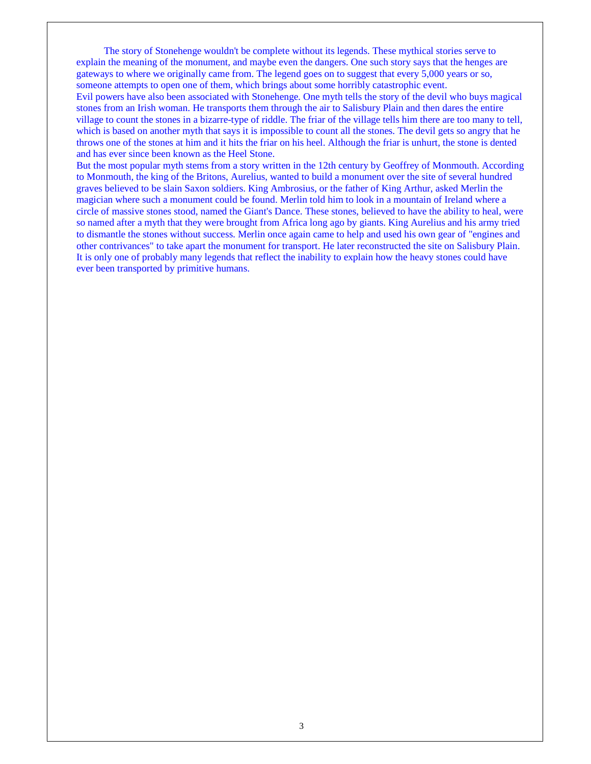The story of Stonehenge wouldn't be complete without its legends. These mythical stories serve to explain the meaning of the monument, and maybe even the dangers. One such story says that the henges are gateways to where we originally came from. The legend goes on to suggest that every 5,000 years or so, someone attempts to open one of them, which brings about some horribly catastrophic event.

Evil powers have also been associated with Stonehenge. One myth tells the story of the devil who buys magical stones from an Irish woman. He transports them through the air to Salisbury Plain and then dares the entire village to count the stones in a bizarre-type of riddle. The friar of the village tells him there are too many to tell, which is based on another myth that says it is impossible to count all the stones. The devil gets so angry that he throws one of the stones at him and it hits the friar on his heel. Although the friar is unhurt, the stone is dented and has ever since been known as the Heel Stone.

But the most popular myth stems from a story written in the 12th century by Geoffrey of Monmouth. According to Monmouth, the king of the Britons, Aurelius, wanted to build a monument over the site of several hundred graves believed to be slain Saxon soldiers. King Ambrosius, or the father of King Arthur, asked Merlin the magician where such a monument could be found. Merlin told him to look in a mountain of Ireland where a circle of massive stones stood, named the Giant's Dance. These stones, believed to have the ability to heal, were so named after a myth that they were brought from Africa long ago by giants. King Aurelius and his army tried to dismantle the stones without success. Merlin once again came to help and used his own gear of "engines and other contrivances" to take apart the monument for transport. He later reconstructed the site on Salisbury Plain. It is only one of probably many legends that reflect the inability to explain how the heavy stones could have ever been transported by primitive humans.